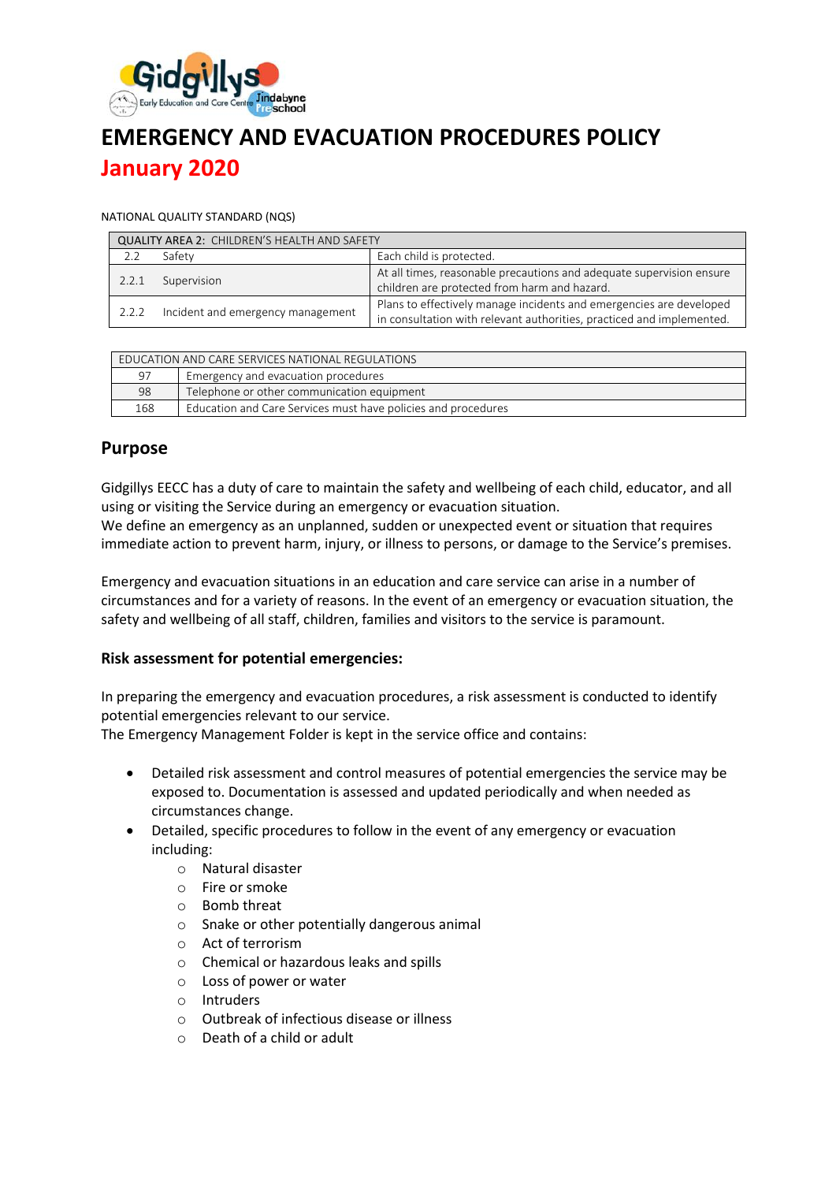# EMERGENCY AND EVACUATION PROCEDURES POLICY

## January 2020

NATIONAL QUALITY STANDARD (NQS)

| QUALITY AREA 2: CHILDREN'S HEALTH AND SAFETY | | |
|---|---|---|
| 2.2 | Safety | Each child is protected. |
| 2.2.1 | Supervision | At all times, reasonable precautions and adequate supervision ensure children are protected from harm and hazard. |
| 2.2.2 | Incident and emergency management | Plans to effectively manage incidents and emergencies are developed in consultation with relevant authorities, practiced and implemented. |

| EDUCATION AND CARE SERVICES NATIONAL REGULATIONS | |
|---|---|
| 97 | Emergency and evacuation procedures |
| 98 | Telephone or other communication equipment |
| 168 | Education and Care Services must have policies and procedures |

## Purpose

Gidgillys EECC has a duty of care to maintain the safety and wellbeing of each child, educator, and all using or visiting the Service during an emergency or evacuation situation.
We define an emergency as an unplanned, sudden or unexpected event or situation that requires immediate action to prevent harm, injury, or illness to persons, or damage to the Service's premises.

Emergency and evacuation situations in an education and care service can arise in a number of circumstances and for a variety of reasons. In the event of an emergency or evacuation situation, the safety and wellbeing of all staff, children, families and visitors to the service is paramount.

### Risk assessment for potential emergencies:

In preparing the emergency and evacuation procedures, a risk assessment is conducted to identify potential emergencies relevant to our service.
The Emergency Management Folder is kept in the service office and contains:

- Detailed risk assessment and control measures of potential emergencies the service may be exposed to. Documentation is assessed and updated periodically and when needed as circumstances change.
- Detailed, specific procedures to follow in the event of any emergency or evacuation including:
    - Natural disaster
    - Fire or smoke
    - Bomb threat
    - Snake or other potentially dangerous animal
    - Act of terrorism
    - Chemical or hazardous leaks and spills
    - Loss of power or water
    - Intruders
    - Outbreak of infectious disease or illness
    - Death of a child or adult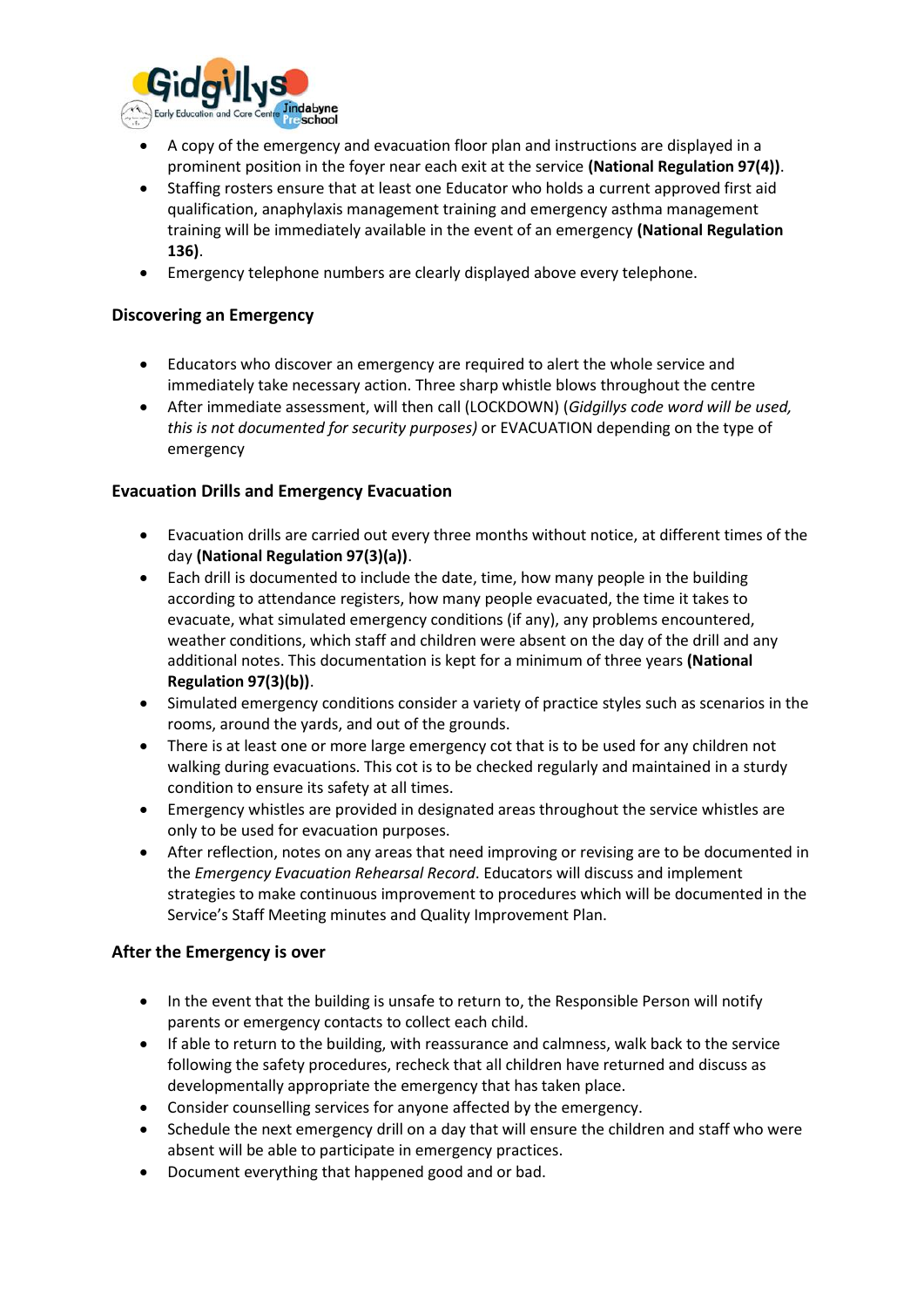- A copy of the emergency and evacuation floor plan and instructions are displayed in a prominent position in the foyer near each exit at the service **(National Regulation 97(4))**.
- Staffing rosters ensure that at least one Educator who holds a current approved first aid qualification, anaphylaxis management training and emergency asthma management training will be immediately available in the event of an emergency **(National Regulation 136)**.
- Emergency telephone numbers are clearly displayed above every telephone.

### Discovering an Emergency

- Educators who discover an emergency are required to alert the whole service and immediately take necessary action. Three sharp whistle blows throughout the centre
- After immediate assessment, will then call (LOCKDOWN) (*Gidgillys code word will be used, this is not documented for security purposes)* or EVACUATION depending on the type of emergency

### Evacuation Drills and Emergency Evacuation

- Evacuation drills are carried out every three months without notice, at different times of the day **(National Regulation 97(3)(a))**.
- Each drill is documented to include the date, time, how many people in the building according to attendance registers, how many people evacuated, the time it takes to evacuate, what simulated emergency conditions (if any), any problems encountered, weather conditions, which staff and children were absent on the day of the drill and any additional notes. This documentation is kept for a minimum of three years **(National Regulation 97(3)(b))**.
- Simulated emergency conditions consider a variety of practice styles such as scenarios in the rooms, around the yards, and out of the grounds.
- There is at least one or more large emergency cot that is to be used for any children not walking during evacuations. This cot is to be checked regularly and maintained in a sturdy condition to ensure its safety at all times.
- Emergency whistles are provided in designated areas throughout the service whistles are only to be used for evacuation purposes.
- After reflection, notes on any areas that need improving or revising are to be documented in the *Emergency Evacuation Rehearsal Record*. Educators will discuss and implement strategies to make continuous improvement to procedures which will be documented in the Service's Staff Meeting minutes and Quality Improvement Plan.

### After the Emergency is over

- In the event that the building is unsafe to return to, the Responsible Person will notify parents or emergency contacts to collect each child.
- If able to return to the building, with reassurance and calmness, walk back to the service following the safety procedures, recheck that all children have returned and discuss as developmentally appropriate the emergency that has taken place.
- Consider counselling services for anyone affected by the emergency.
- Schedule the next emergency drill on a day that will ensure the children and staff who were absent will be able to participate in emergency practices.
- Document everything that happened good and or bad.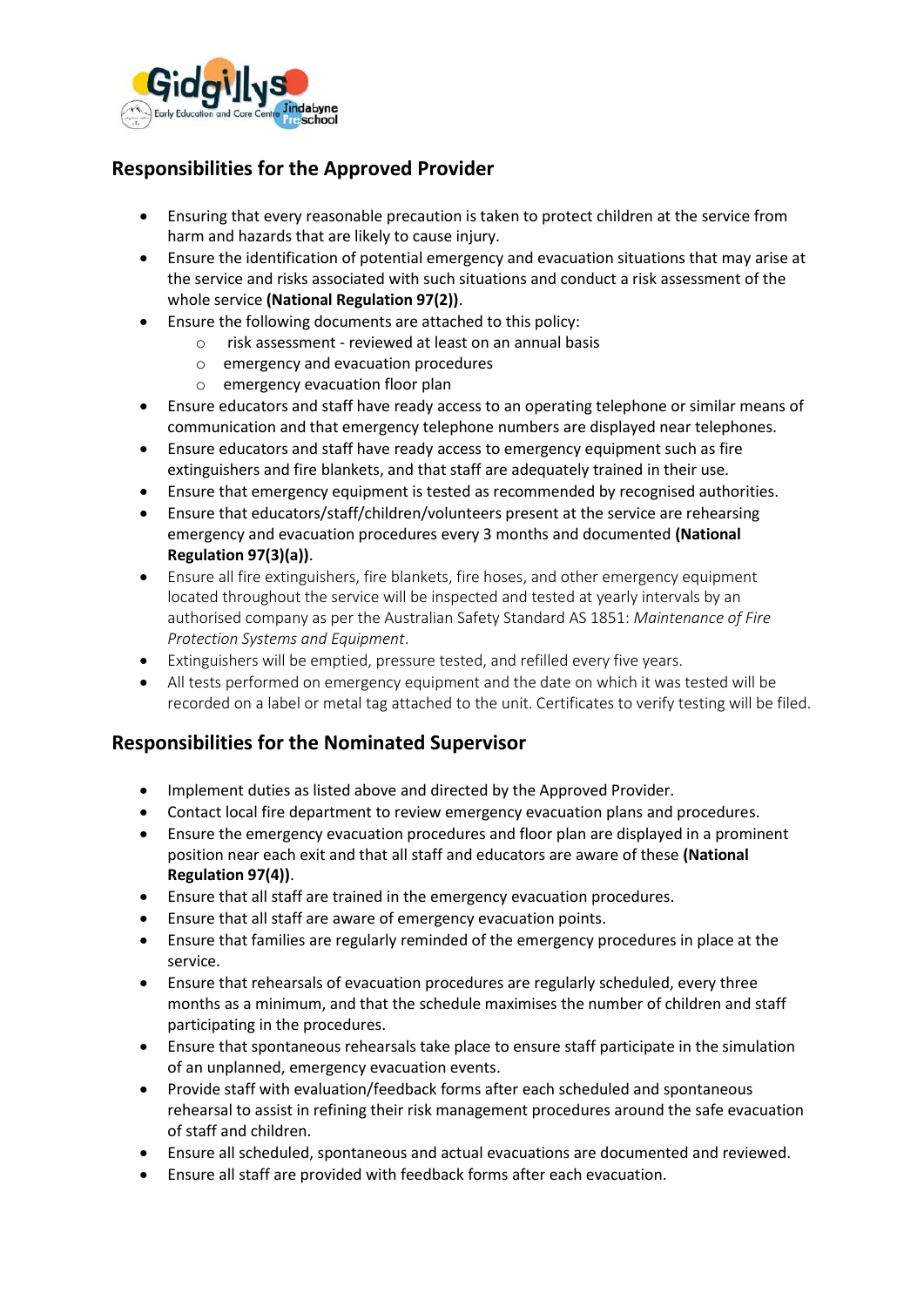## Responsibilities for the Approved Provider

- Ensuring that every reasonable precaution is taken to protect children at the service from harm and hazards that are likely to cause injury.
- Ensure the identification of potential emergency and evacuation situations that may arise at the service and risks associated with such situations and conduct a risk assessment of the whole service **(National Regulation 97(2))**.
- Ensure the following documents are attached to this policy:
  - risk assessment - reviewed at least on an annual basis
  - emergency and evacuation procedures
  - emergency evacuation floor plan
- Ensure educators and staff have ready access to an operating telephone or similar means of communication and that emergency telephone numbers are displayed near telephones.
- Ensure educators and staff have ready access to emergency equipment such as fire extinguishers and fire blankets, and that staff are adequately trained in their use.
- Ensure that emergency equipment is tested as recommended by recognised authorities.
- Ensure that educators/staff/children/volunteers present at the service are rehearsing emergency and evacuation procedures every 3 months and documented **(National Regulation 97(3)(a))**.
- Ensure all fire extinguishers, fire blankets, fire hoses, and other emergency equipment located throughout the service will be inspected and tested at yearly intervals by an authorised company as per the Australian Safety Standard AS 1851: *Maintenance of Fire Protection Systems and Equipment*.
- Extinguishers will be emptied, pressure tested, and refilled every five years.
- All tests performed on emergency equipment and the date on which it was tested will be recorded on a label or metal tag attached to the unit. Certificates to verify testing will be filed.

## Responsibilities for the Nominated Supervisor

- Implement duties as listed above and directed by the Approved Provider.
- Contact local fire department to review emergency evacuation plans and procedures.
- Ensure the emergency evacuation procedures and floor plan are displayed in a prominent position near each exit and that all staff and educators are aware of these **(National Regulation 97(4))**.
- Ensure that all staff are trained in the emergency evacuation procedures.
- Ensure that all staff are aware of emergency evacuation points.
- Ensure that families are regularly reminded of the emergency procedures in place at the service.
- Ensure that rehearsals of evacuation procedures are regularly scheduled, every three months as a minimum, and that the schedule maximises the number of children and staff participating in the procedures.
- Ensure that spontaneous rehearsals take place to ensure staff participate in the simulation of an unplanned, emergency evacuation events.
- Provide staff with evaluation/feedback forms after each scheduled and spontaneous rehearsal to assist in refining their risk management procedures around the safe evacuation of staff and children.
- Ensure all scheduled, spontaneous and actual evacuations are documented and reviewed.
- Ensure all staff are provided with feedback forms after each evacuation.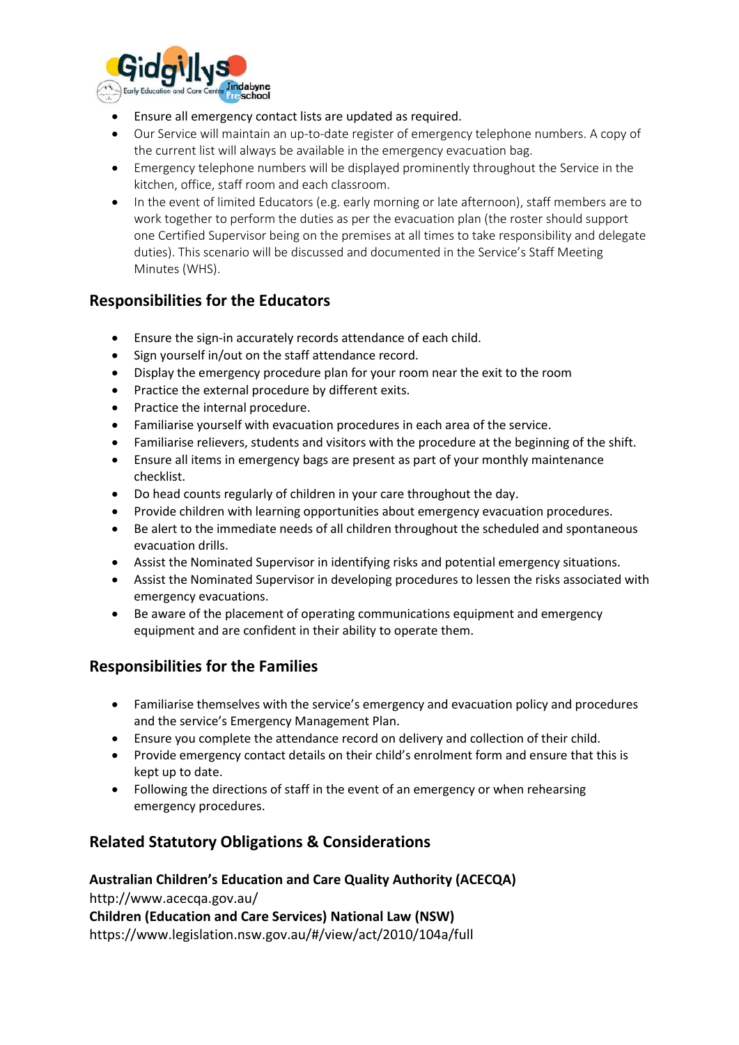- Ensure all emergency contact lists are updated as required.
- Our Service will maintain an up-to-date register of emergency telephone numbers. A copy of the current list will always be available in the emergency evacuation bag.
- Emergency telephone numbers will be displayed prominently throughout the Service in the kitchen, office, staff room and each classroom.
- In the event of limited Educators (e.g. early morning or late afternoon), staff members are to work together to perform the duties as per the evacuation plan (the roster should support one Certified Supervisor being on the premises at all times to take responsibility and delegate duties). This scenario will be discussed and documented in the Service's Staff Meeting Minutes (WHS).

## Responsibilities for the Educators

- Ensure the sign-in accurately records attendance of each child.
- Sign yourself in/out on the staff attendance record.
- Display the emergency procedure plan for your room near the exit to the room
- Practice the external procedure by different exits.
- Practice the internal procedure.
- Familiarise yourself with evacuation procedures in each area of the service.
- Familiarise relievers, students and visitors with the procedure at the beginning of the shift.
- Ensure all items in emergency bags are present as part of your monthly maintenance checklist.
- Do head counts regularly of children in your care throughout the day.
- Provide children with learning opportunities about emergency evacuation procedures.
- Be alert to the immediate needs of all children throughout the scheduled and spontaneous evacuation drills.
- Assist the Nominated Supervisor in identifying risks and potential emergency situations.
- Assist the Nominated Supervisor in developing procedures to lessen the risks associated with emergency evacuations.
- Be aware of the placement of operating communications equipment and emergency equipment and are confident in their ability to operate them.

## Responsibilities for the Families

- Familiarise themselves with the service's emergency and evacuation policy and procedures and the service's Emergency Management Plan.
- Ensure you complete the attendance record on delivery and collection of their child.
- Provide emergency contact details on their child's enrolment form and ensure that this is kept up to date.
- Following the directions of staff in the event of an emergency or when rehearsing emergency procedures.

## Related Statutory Obligations & Considerations

**Australian Children's Education and Care Quality Authority (ACECQA)**
http://www.acecqa.gov.au/
**Children (Education and Care Services) National Law (NSW)**
https://www.legislation.nsw.gov.au/#/view/act/2010/104a/full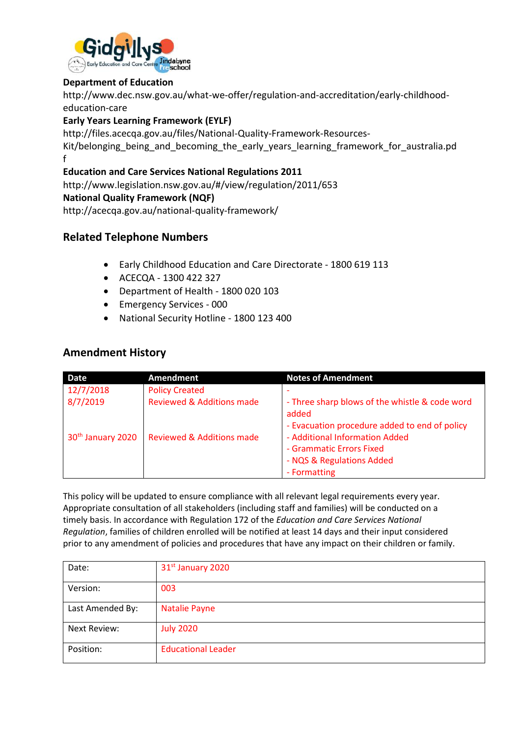**Department of Education**
http://www.dec.nsw.gov.au/what-we-offer/regulation-and-accreditation/early-childhood-education-care
**Early Years Learning Framework (EYLF)**
http://files.acecqa.gov.au/files/National-Quality-Framework-Resources-Kit/belonging_being_and_becoming_the_early_years_learning_framework_for_australia.pdf
**Education and Care Services National Regulations 2011**
http://www.legislation.nsw.gov.au/#/view/regulation/2011/653
**National Quality Framework (NQF)**
http://acecqa.gov.au/national-quality-framework/

## Related Telephone Numbers

- Early Childhood Education and Care Directorate - 1800 619 113
- ACECQA - 1300 422 327
- Department of Health - 1800 020 103
- Emergency Services - 000
- National Security Hotline - 1800 123 400

## Amendment History

| Date | Amendment | Notes of Amendment |
|---|---|---|
| 12/7/2018 | Policy Created | - |
| 8/7/2019 | Reviewed & Additions made | - Three sharp blows of the whistle & code word added<br>- Evacuation procedure added to end of policy |
| 30th January 2020 | Reviewed & Additions made | - Additional Information Added<br>- Grammatic Errors Fixed<br>- NQS & Regulations Added<br>- Formatting |

This policy will be updated to ensure compliance with all relevant legal requirements every year. Appropriate consultation of all stakeholders (including staff and families) will be conducted on a timely basis. In accordance with Regulation 172 of the *Education and Care Services National Regulation*, families of children enrolled will be notified at least 14 days and their input considered prior to any amendment of policies and procedures that have any impact on their children or family.

| Date: | 31st January 2020 |
|---|---|
| Version: | 003 |
| Last Amended By: | Natalie Payne |
| Next Review: | July 2020 |
| Position: | Educational Leader |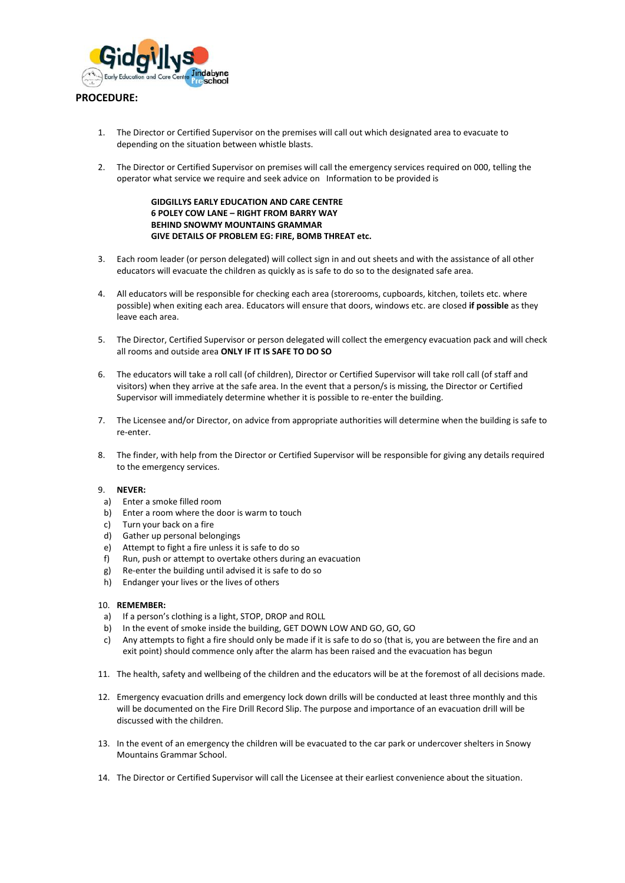## PROCEDURE:

1. The Director or Certified Supervisor on the premises will call out which designated area to evacuate to depending on the situation between whistle blasts.

2. The Director or Certified Supervisor on premises will call the emergency services required on 000, telling the operator what service we require and seek advice on  Information to be provided is

   **GIDGILLYS EARLY EDUCATION AND CARE CENTRE**
   **6 POLEY COW LANE – RIGHT FROM BARRY WAY**
   **BEHIND SNOWMY MOUNTAINS GRAMMAR**
   **GIVE DETAILS OF PROBLEM EG: FIRE, BOMB THREAT etc.**

3. Each room leader (or person delegated) will collect sign in and out sheets and with the assistance of all other educators will evacuate the children as quickly as is safe to do so to the designated safe area.

4. All educators will be responsible for checking each area (storerooms, cupboards, kitchen, toilets etc. where possible) when exiting each area. Educators will ensure that doors, windows etc. are closed **if possible** as they leave each area.

5. The Director, Certified Supervisor or person delegated will collect the emergency evacuation pack and will check all rooms and outside area **ONLY IF IT IS SAFE TO DO SO**

6. The educators will take a roll call (of children), Director or Certified Supervisor will take roll call (of staff and visitors) when they arrive at the safe area. In the event that a person/s is missing, the Director or Certified Supervisor will immediately determine whether it is possible to re-enter the building.

7. The Licensee and/or Director, on advice from appropriate authorities will determine when the building is safe to re-enter.

8. The finder, with help from the Director or Certified Supervisor will be responsible for giving any details required to the emergency services.

9. **NEVER:**
   a) Enter a smoke filled room
   b) Enter a room where the door is warm to touch
   c) Turn your back on a fire
   d) Gather up personal belongings
   e) Attempt to fight a fire unless it is safe to do so
   f) Run, push or attempt to overtake others during an evacuation
   g) Re-enter the building until advised it is safe to do so
   h) Endanger your lives or the lives of others

10. **REMEMBER:**
    a) If a person's clothing is a light, STOP, DROP and ROLL
    b) In the event of smoke inside the building, GET DOWN LOW AND GO, GO, GO
    c) Any attempts to fight a fire should only be made if it is safe to do so (that is, you are between the fire and an exit point) should commence only after the alarm has been raised and the evacuation has begun

11. The health, safety and wellbeing of the children and the educators will be at the foremost of all decisions made.

12. Emergency evacuation drills and emergency lock down drills will be conducted at least three monthly and this will be documented on the Fire Drill Record Slip. The purpose and importance of an evacuation drill will be discussed with the children.

13. In the event of an emergency the children will be evacuated to the car park or undercover shelters in Snowy Mountains Grammar School.

14. The Director or Certified Supervisor will call the Licensee at their earliest convenience about the situation.